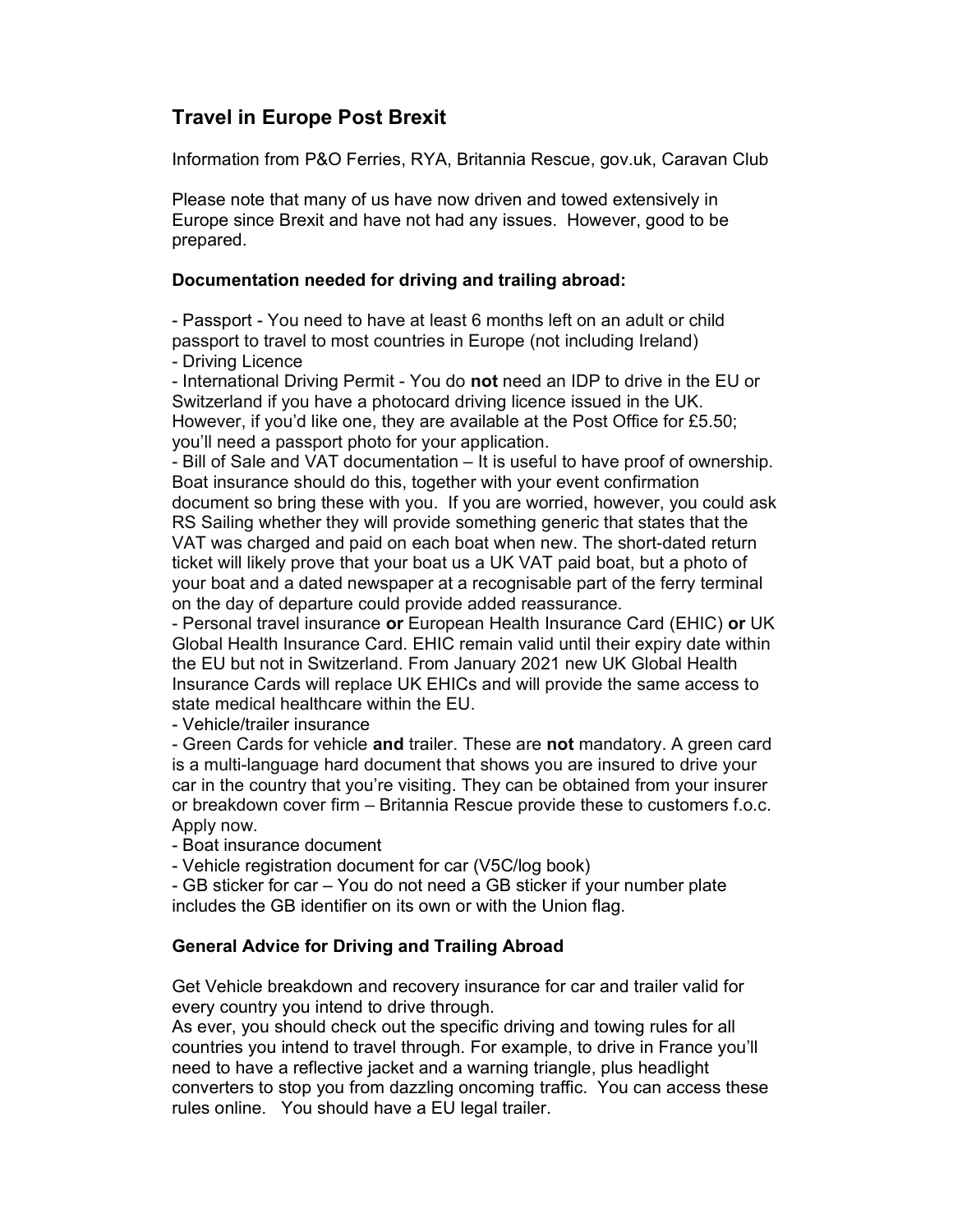## Travel in Europe Post Brexit

Information from P&O Ferries, RYA, Britannia Rescue, gov.uk, Caravan Club

Please note that many of us have now driven and towed extensively in Europe since Brexit and have not had any issues. However, good to be prepared.

### Documentation needed for driving and trailing abroad:

- Passport - You need to have at least 6 months left on an adult or child passport to travel to most countries in Europe (not including Ireland)
- Driving Licence
- International Driving Permit - You do **not** need an IDP to drive in the EU or Switzerland if you have a photocard driving licence issued in the UK. However, if you'd like one, they are available at the Post Office for £5.50; you'll need a passport photo for your application.
- Bill of Sale and VAT documentation – It is useful to have proof of ownership. Boat insurance should do this, together with your event confirmation document so bring these with you. If you are worried, however, you could ask RS Sailing whether they will provide something generic that states that the VAT was charged and paid on each boat when new. The short-dated return ticket will likely prove that your boat us a UK VAT paid boat, but a photo of your boat and a dated newspaper at a recognisable part of the ferry terminal on the day of departure could provide added reassurance.
- Personal travel insurance **or** European Health Insurance Card (EHIC) **or** UK Global Health Insurance Card. EHIC remain valid until their expiry date within the EU but not in Switzerland. From January 2021 new UK Global Health Insurance Cards will replace UK EHICs and will provide the same access to state medical healthcare within the EU.
- Vehicle/trailer insurance
- Green Cards for vehicle **and** trailer. These are **not** mandatory. A green card is a multi-language hard document that shows you are insured to drive your car in the country that you're visiting. They can be obtained from your insurer or breakdown cover firm – Britannia Rescue provide these to customers f.o.c. Apply now.
- Boat insurance document
- Vehicle registration document for car (V5C/log book)
- GB sticker for car – You do not need a GB sticker if your number plate includes the GB identifier on its own or with the Union flag.

### General Advice for Driving and Trailing Abroad

Get Vehicle breakdown and recovery insurance for car and trailer valid for every country you intend to drive through.

As ever, you should check out the specific driving and towing rules for all countries you intend to travel through. For example, to drive in France you'll need to have a reflective jacket and a warning triangle, plus headlight converters to stop you from dazzling oncoming traffic. You can access these rules online. You should have a EU legal trailer.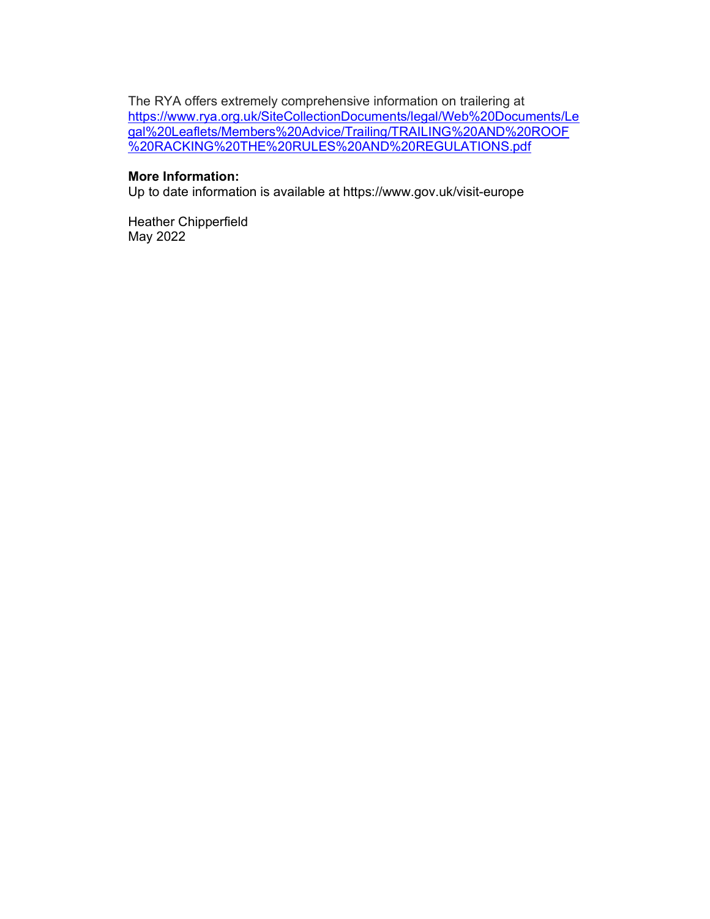The RYA offers extremely comprehensive information on trailering at [https://www.rya.org.uk/SiteCollectionDocuments/legal/Web%20Documents/Legal%20Leaflets/Members%20Advice/Trailing/TRAILING%20AND%20ROOF%20RACKING%20THE%20RULES%20AND%20REGULATIONS.pdf](https://www.rya.org.uk/SiteCollectionDocuments/legal/Web%20Documents/Legal%20Leaflets/Members%20Advice/Trailing/TRAILING%20AND%20ROOF%20RACKING%20THE%20RULES%20AND%20REGULATIONS.pdf)

**More Information:**
Up to date information is available at https://www.gov.uk/visit-europe

Heather Chipperfield
May 2022